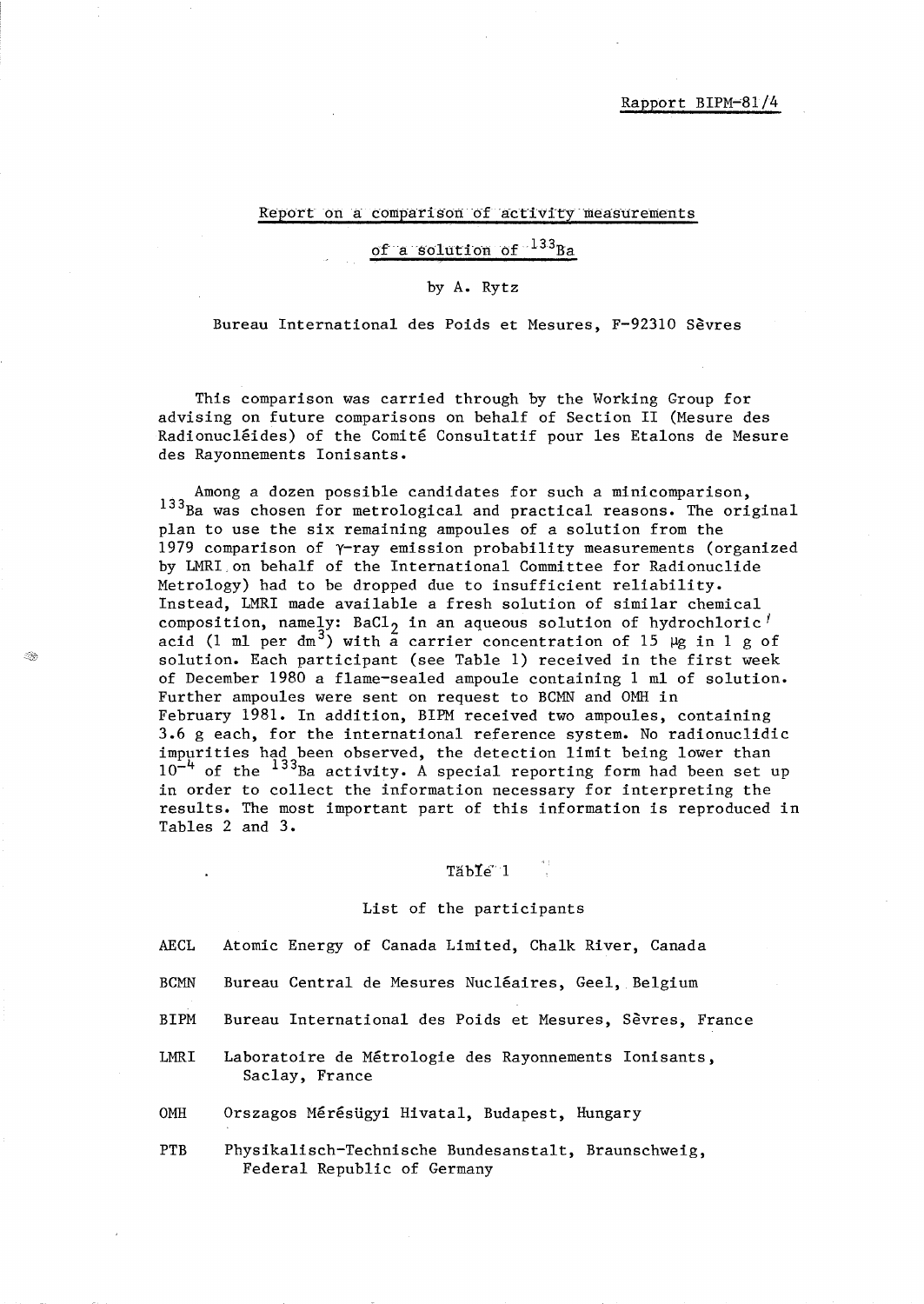Rapport BIPM-81/4

## Report on a comparison of activity measurements of a solution of $^{133}Ba$

by A. Rytz

Bureau International des Poids et Mesures, F-92310 Sèvres

This comparison was carried through by the Working Group for advising on future comparisons on behalf of Section II (Mesure des Radionucléides) of the Comité Consultatif pour les Etalons de Mesure des Rayonnements Ionisants.

Among a dozen possible candidates for such a minicomparison, $^{133}Ba$ was chosen for metrological and practical reasons. The original plan to use the six remaining ampoules of a solution from the 1979 comparison of γ-ray emission probability measurements (organized by LMRI on behalf of the International Committee for Radionuclide Metrology) had to be dropped due to insufficient reliability. Instead, LMRI made available a fresh solution of similar chemical composition, namely: $BaCl_2$ in an aqueous solution of hydrochloric acid (1 ml per $dm^3$) with a carrier concentration of 15 µg in 1 g of solution. Each participant (see Table 1) received in the first week of December 1980 a flame-sealed ampoule containing 1 ml of solution. Further ampoules were sent on request to BCMN and OMH in February 1981. In addition, BIPM received two ampoules, containing 3.6 g each, for the international reference system. No radionuclidic impurities had been observed, the detection limit being lower than $10^{-4}$ of the $^{133}Ba$ activity. A special reporting form had been set up in order to collect the information necessary for interpreting the results. The most important part of this information is reproduced in Tables 2 and 3.

Table 1

List of the participants

| | |
|---|---|
| AECL | Atomic Energy of Canada Limited, Chalk River, Canada |
| BCMN | Bureau Central de Mesures Nucléaires, Geel, Belgium |
| BIPM | Bureau International des Poids et Mesures, Sèvres, France |
| LMRI | Laboratoire de Métrologie des Rayonnements Ionisants, Saclay, France |
| OMH | Orszagos Mérésügyi Hivatal, Budapest, Hungary |
| PTB | Physikalisch-Technische Bundesanstalt, Braunschweig, Federal Republic of Germany |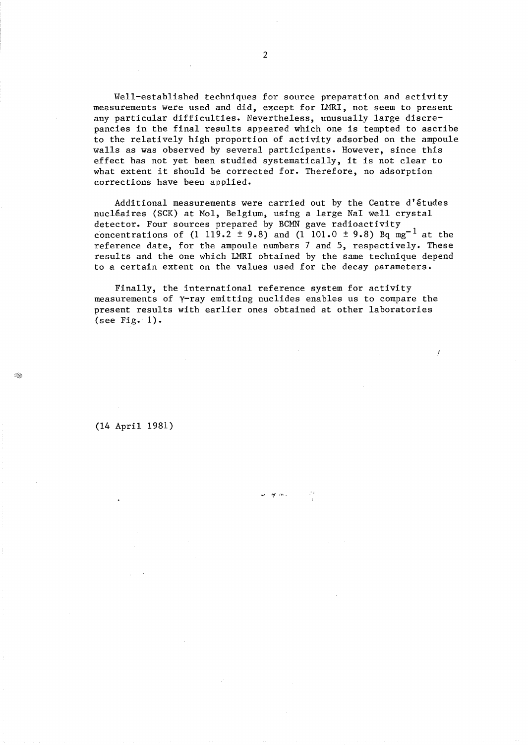Well-established techniques for source preparation and activity measurements were used and did, except for LMRI, not seem to present any particular difficulties. Nevertheless, unusually large discrepancies in the final results appeared which one is tempted to ascribe to the relatively high proportion of activity adsorbed on the ampoule walls as was observed by several participants. However, since this effect has not yet been studied systematically, it is not clear to what extent it should be corrected for. Therefore, no adsorption corrections have been applied.

Additional measurements were carried out by the Centre d'études nucléaires (SCK) at Mol, Belgium, using a large NaI well crystal detector. Four sources prepared by BCMN gave radioactivity concentrations of (1 119.2 ± 9.8) and (1 101.0 ± 9.8) Bq $mg^{-1}$ at the reference date, for the ampoule numbers 7 and 5, respectively. These results and the one which LMRI obtained by the same technique depend to a certain extent on the values used for the decay parameters.

Finally, the international reference system for activity measurements of $\gamma$-ray emitting nuclides enables us to compare the present results with earlier ones obtained at other laboratories (see Fig. 1).

(14 April 1981)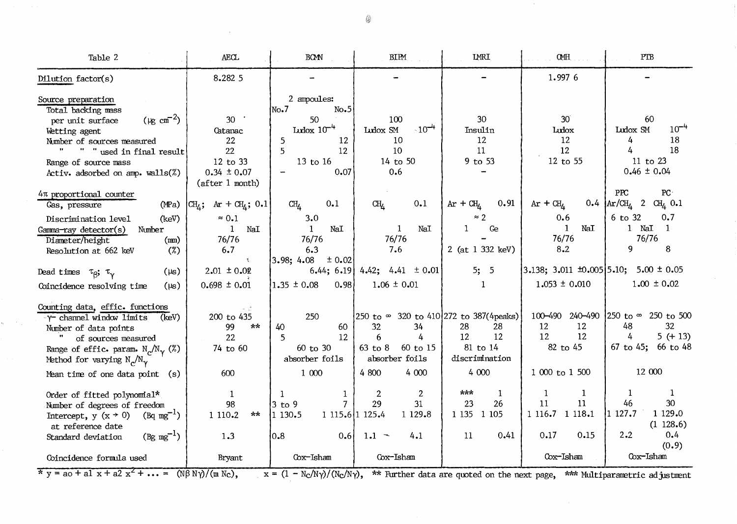| Table 2 | AECL | BCMN | BIPM | LMRI | OMH | PTB |
|---|---|---|---|---|---|---|
| Dilution factor(s) | 8.282 5 | – | – | – | 1.997 6 | – |
| **Source preparation** | | 2 ampoules: No.7 No.5 | | | | |
| Total backing mass per unit surface ($\mu g\ cm^{-2}$) | 30 | 50 | 100 | 30 | 30 | 60 |
| Wetting agent | Catanac | Ludox $10^{-4}$ | Ludox SM $10^{-4}$ | Insulin | Ludox | Ludox SM $10^{-4}$ |
| Number of sources measured | 22 | 5 12 | 10 | 12 | 12 | 4 18 |
| " " " used in final result | 22 | 5 12 | 10 | 11 | 12 | 4 18 |
| Range of source mass | 12 to 33 | 13 to 16 | 14 to 50 | 9 to 53 | 12 to 55 | 11 to 23 |
| Activ. adsorbed on amp. walls(%) | 0.34 ± 0.07 (after 1 month) | – 0.07 | 0.6 | – | | 0.46 ± 0.04 |
| **$4\pi$ proportional counter** | | | | | | PPC PC |
| Gas, pressure (MPa) | $CH_4$; Ar + $CH_4$; 0.1 | $CH_4$ 0.1 | $CH_4$ 0.1 | Ar + $CH_4$ 0.91 | Ar + $CH_4$ 0.4 | Ar/$CH_4$ 2 $CH_4$ 0.1 |
| Discrimination level (keV) | ≈ 0.1 | 3.0 | | ≈ 2 | 0.6 | 6 to 32 0.7 |
| **Gamma-ray detector(s)** Number | 1 NaI | 1 NaI | 1 NaI | 1 Ge | 1 NaI | 1 NaI 1 |
| Diameter/height (mm) | 76/76 | 76/76 | 76/76 | – | 76/76 | 76/76 |
| Resolution at 662 keV (%) | 6.7 | 6.3 | 7.6 | 2 (at 1 332 keV) | 8.2 | 9 8 |
| Dead times $\tau_\beta$; $\tau_\gamma$ ($\mu s$) | 2.01 ± 0.02 | 3.98; 4.08 ± 0.02 6.44; 6.19 | 4.42; 4.41 ± 0.01 | 5; 5 | 3.138; 3.011 ±0.005 | 5.10; 5.00 ± 0.05 |
| Coincidence resolving time ($\mu s$) | 0.698 ± 0.01 | 1.35 ± 0.08 0.98 | 1.06 ± 0.01 | 1 | 1.053 ± 0.010 | 1.00 ± 0.02 |
| **Counting data, effic. functions** | | | | | | |
| γ- channel window limits (keV) | 200 to 435 | 250 | 250 to ∞ 320 to 410 | 272 to 387(4peaks) | 100–490 240–490 | 250 to ∞ 250 to 500 |
| Number of data points | 99 ** | 40 60 | 32 34 | 28 28 | 12 12 | 48 32 |
| " of sources measured | 22 | 5 12 | 6 4 | 12 12 | 12 12 | 4 5 (+ 13) |
| Range of effic. param. $N_c/N_\gamma$ (%) | 74 to 60 | 60 to 30 | 63 to 8 60 to 15 | 81 to 14 | 82 to 45 | 67 to 45; 66 to 48 |
| Method for varying $N_c/N_\gamma$ | | absorber foils | absorber foils | discrimination | | |
| Mean time of one data point (s) | 600 | 1 000 | 4 800 4 000 | 4 000 | 1 000 to 1 500 | 12 000 |
| Order of fitted polynomial* | 1 | 1 1 | 2 2 | *** 1 | 1 1 | 1 1 |
| Number of degrees of freedom | 98 | 3 to 9 7 | 29 31 | 23 26 | 11 11 | 46 30 |
| Intercept, y (x → 0) ($Bq\ mg^{-1}$) at reference date | 1 110.2 ** | 1 130.5 1 115.6 | 1 125.4 1 129.8 | 1 135 1 105 | 1 116.7 1 118.1 | 1 127.7 1 129.0 (1 128.6) |
| Standard deviation ($Bq\ mg^{-1}$) | 1.3 | 0.8 0.6 | 1.1 – 4.1 | 11 0.41 | 0.17 0.15 | 2.2 0.4 (0.9) |
| Coincidence formula used | Bryant | Cox-Isham | Cox-Isham | | Cox-Isham | Cox-Isham |

* $y = a_0 + a_1 x + a_2 x^2 + \ldots = (N_\beta N_\gamma)/(m N_c)$, $x = (1 - N_c/N_\gamma)/(N_c/N_\gamma)$, ** Further data are quoted on the next page, *** Multiparametric adjustment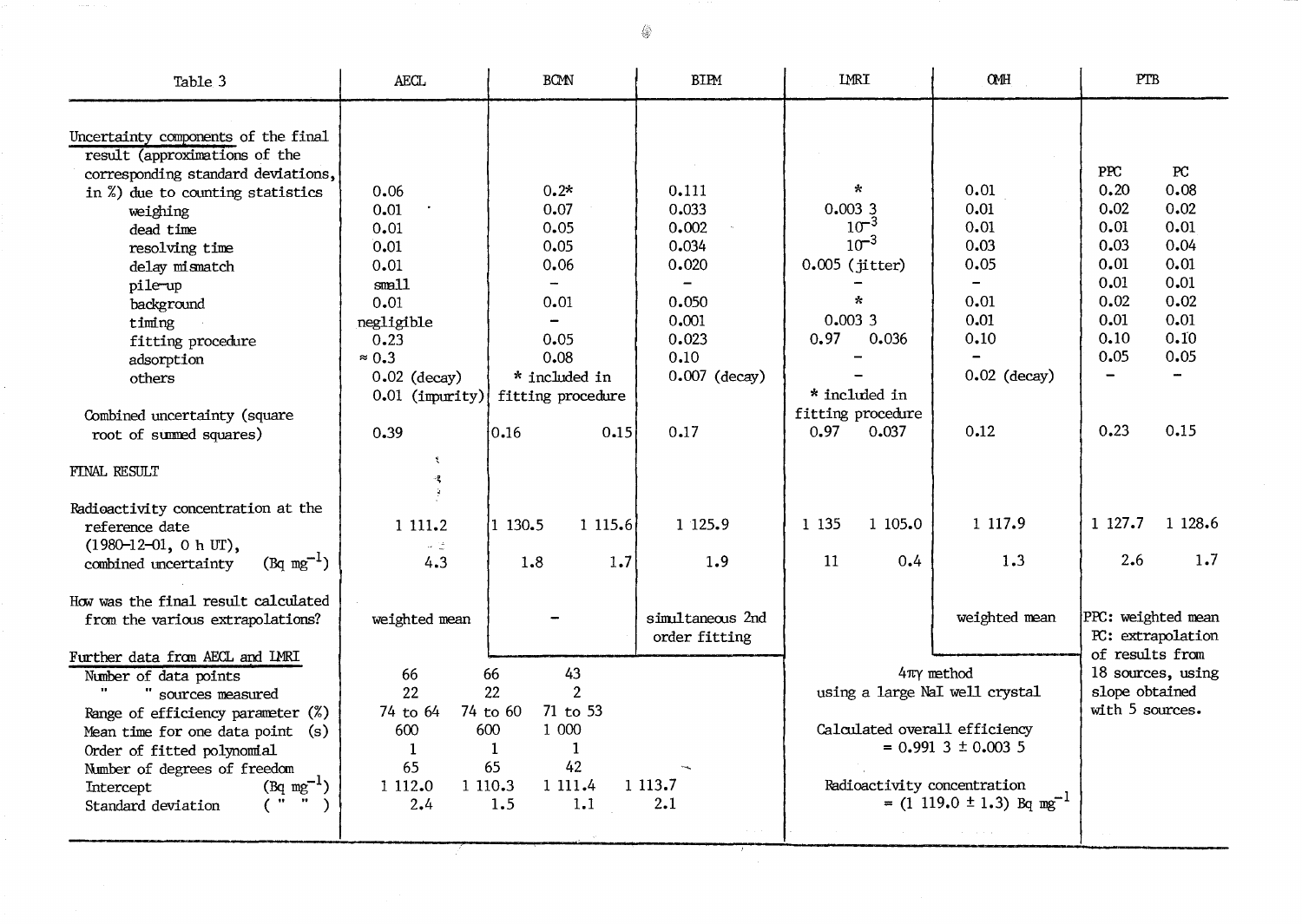| Table 3 | AECL | BCMN | | BIPM | IMRI | | OMH | PTB | |
|---|---|---|---|---|---|---|---|---|---|
| Uncertainty components of the final result (approximations of the corresponding standard deviations, in %) due to counting statistics | 0.06 | 0.2* | | 0.111 | * | | 0.01 | PPC 0.20 | PC 0.08 |
| weighing | 0.01 | 0.07 | | 0.033 | 0.003 3 | | 0.01 | 0.02 | 0.02 |
| dead time | 0.01 | 0.05 | | 0.002 | $10^{-3}$ | | 0.01 | 0.01 | 0.01 |
| resolving time | 0.01 | 0.05 | | 0.034 | $10^{-3}$ | | 0.03 | 0.03 | 0.04 |
| delay mismatch | 0.01 | 0.06 | | 0.020 | 0.005 (jitter) | | 0.05 | 0.01 | 0.01 |
| pile-up | small | – | | – | – | | – | 0.01 | 0.01 |
| background | 0.01 | 0.01 | | 0.050 | * | | 0.01 | 0.02 | 0.02 |
| timing | negligible | – | | 0.001 | 0.003 3 | | 0.01 | 0.01 | 0.01 |
| fitting procedure | 0.23 | 0.05 | | 0.023 | 0.97 | 0.036 | 0.10 | 0.10 | 0.10 |
| adsorption | ≈ 0.3 | 0.08 | | 0.10 | – | | – | 0.05 | 0.05 |
| others | 0.02 (decay) 0.01 (impurity) | * included in fitting procedure | | 0.007 (decay) | – * included in fitting procedure | | 0.02 (decay) | – | – |
| Combined uncertainty (square root of summed squares) | 0.39 | 0.16 | 0.15 | 0.17 | 0.97 | 0.037 | 0.12 | 0.23 | 0.15 |
| FINAL RESULT | | | | | | | | | |
| Radioactivity concentration at the reference date (1980-12-01, 0 h UT), | 1 111.2 | 1 130.5 | 1 115.6 | 1 125.9 | 1 135 | 1 105.0 | 1 117.9 | 1 127.7 | 1 128.6 |
| combined uncertainty (Bq mg$^{-1}$) | 4.3 | 1.8 | 1.7 | 1.9 | 11 | 0.4 | 1.3 | 2.6 | 1.7 |
| How was the final result calculated from the various extrapolations? | weighted mean | – | | simultaneous 2nd order fitting | | | weighted mean | PPC: weighted mean PC: extrapolation of results from 18 sources, using slope obtained with 5 sources. | |
| Further data from AECL and IMRI | | | | | | | | | |
| Number of data points | 66 | 66 | 43 | | $4\pi\gamma$ method using a large NaI well crystal | | | | |
| " " sources measured | 22 | 22 | 2 | | | | | | |
| Range of efficiency parameter (%) | 74 to 64 | 74 to 60 | 71 to 53 | | Calculated overall efficiency = 0.991 3 ± 0.003 5 | | | | |
| Mean time for one data point (s) | 600 | 600 | 1 000 | | | | | | |
| Order of fitted polynomial | 1 | 1 | 1 | | | | | | |
| Number of degrees of freedom | 65 | 65 | 42 | | | | | | |
| Intercept (Bq mg$^{-1}$) | 1 112.0 | 1 110.3 | 1 111.4 | 1 113.7 | Radioactivity concentration = (1 119.0 ± 1.3) Bq mg$^{-1}$ | | | | |
| Standard deviation ( " " ) | 2.4 | 1.5 | 1.1 | 2.1 | | | | | |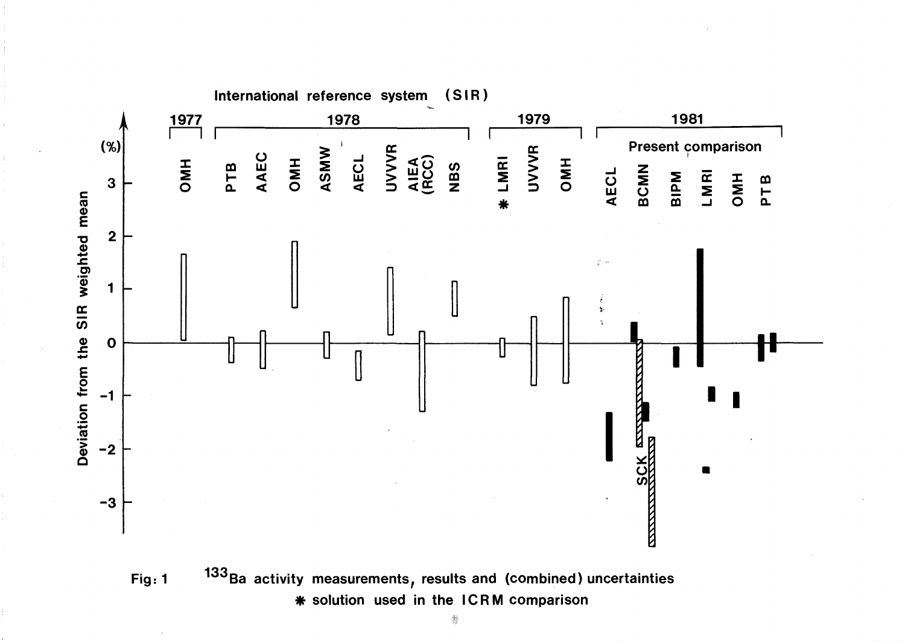International reference system (SIR)

1977

1978

1979

1981

Present comparison

(%)

Deviation from the SIR weighted mean

3

2

1

0

-1

-2

-3

OMH

PTB

AAEC

OMH

ASMW

AECL

UVVVR

AIEA (RCC)

NBS

* LMRI

UVVVR

OMH

AECL

BCMN

BIPM

LMRI

OMH

PTB

SCK

Fig: 1 $^{133}Ba$ activity measurements, results and (combined) uncertainties

* solution used in the ICRM comparison